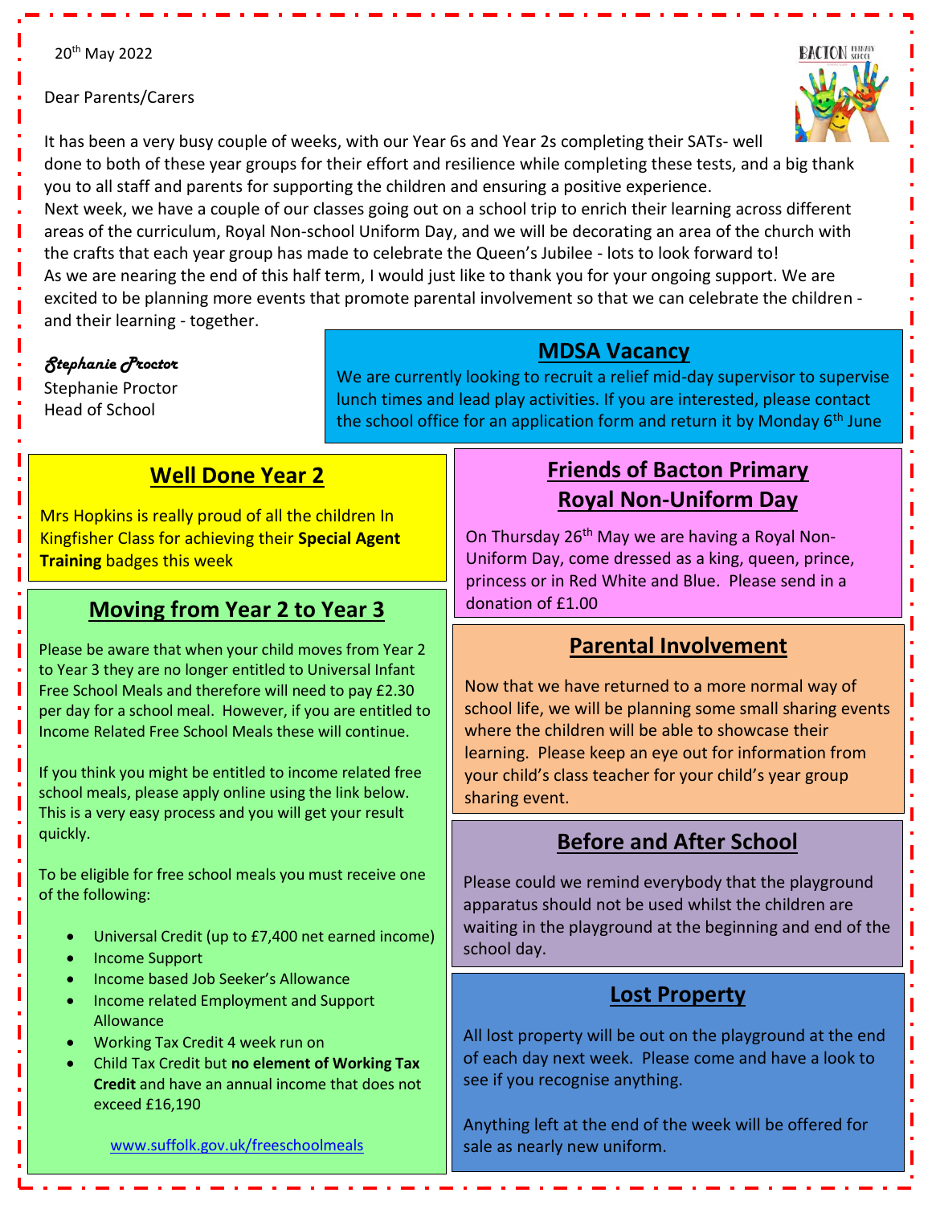20th May 2022

Dear Parents/Carers

It has been a very busy couple of weeks, with our Year 6s and Year 2s completing their SATs- well done to both of these year groups for their effort and resilience while completing these tests, and a big thank you to all staff and parents for supporting the children and ensuring a positive experience.
Next week, we have a couple of our classes going out on a school trip to enrich their learning across different areas of the curriculum, Royal Non-school Uniform Day, and we will be decorating an area of the church with the crafts that each year group has made to celebrate the Queen's Jubilee - lots to look forward to!
As we are nearing the end of this half term, I would just like to thank you for your ongoing support. We are excited to be planning more events that promote parental involvement so that we can celebrate the children - and their learning - together.

*Stephanie Proctor*
Stephanie Proctor
Head of School

## MDSA Vacancy

We are currently looking to recruit a relief mid-day supervisor to supervise lunch times and lead play activities. If you are interested, please contact the school office for an application form and return it by Monday 6th June

## Well Done Year 2

Mrs Hopkins is really proud of all the children In Kingfisher Class for achieving their **Special Agent Training** badges this week

## Moving from Year 2 to Year 3

Please be aware that when your child moves from Year 2 to Year 3 they are no longer entitled to Universal Infant Free School Meals and therefore will need to pay £2.30 per day for a school meal. However, if you are entitled to Income Related Free School Meals these will continue.

If you think you might be entitled to income related free school meals, please apply online using the link below. This is a very easy process and you will get your result quickly.

To be eligible for free school meals you must receive one of the following:

- Universal Credit (up to £7,400 net earned income)
- Income Support
- Income based Job Seeker's Allowance
- Income related Employment and Support Allowance
- Working Tax Credit 4 week run on
- Child Tax Credit but **no element of Working Tax Credit** and have an annual income that does not exceed £16,190

www.suffolk.gov.uk/freeschoolmeals

## Friends of Bacton Primary Royal Non-Uniform Day

On Thursday 26th May we are having a Royal Non-Uniform Day, come dressed as a king, queen, prince, princess or in Red White and Blue. Please send in a donation of £1.00

## Parental Involvement

Now that we have returned to a more normal way of school life, we will be planning some small sharing events where the children will be able to showcase their learning. Please keep an eye out for information from your child's class teacher for your child's year group sharing event.

## Before and After School

Please could we remind everybody that the playground apparatus should not be used whilst the children are waiting in the playground at the beginning and end of the school day.

## Lost Property

All lost property will be out on the playground at the end of each day next week. Please come and have a look to see if you recognise anything.

Anything left at the end of the week will be offered for sale as nearly new uniform.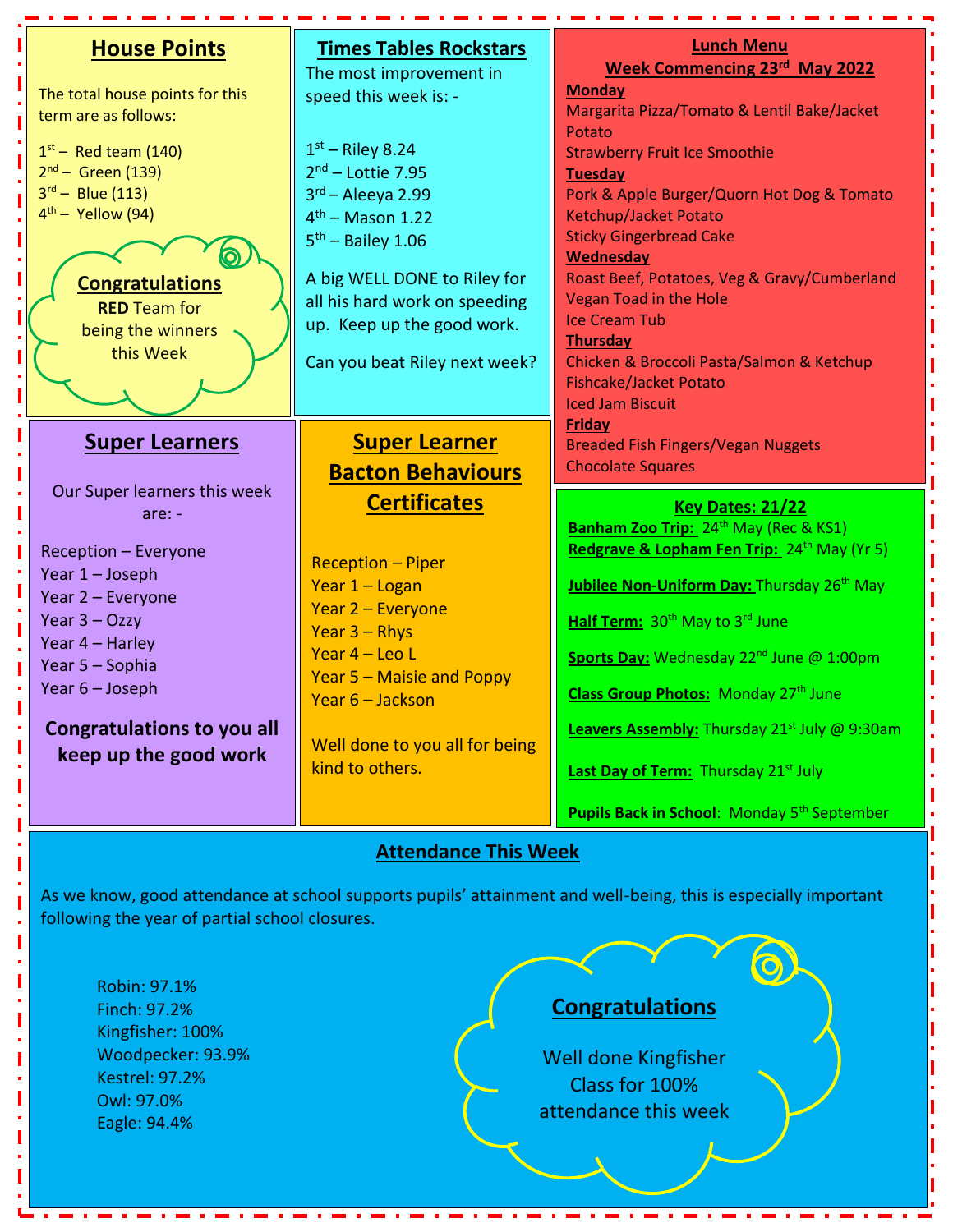## House Points

The total house points for this term are as follows:

1st – Red team (140)
2nd – Green (139)
3rd – Blue (113)
4th – Yellow (94)

**Congratulations**
**RED** Team for being the winners this Week

## Times Tables Rockstars

The most improvement in speed this week is: -

1st – Riley 8.24
2nd – Lottie 7.95
3rd – Aleeya 2.99
4th – Mason 1.22
5th – Bailey 1.06

A big WELL DONE to Riley for all his hard work on speeding up. Keep up the good work.

Can you beat Riley next week?

## Lunch Menu
## Week Commencing 23rd May 2022

**Monday**
Margarita Pizza/Tomato & Lentil Bake/Jacket Potato
Strawberry Fruit Ice Smoothie

**Tuesday**
Pork & Apple Burger/Quorn Hot Dog & Tomato Ketchup/Jacket Potato
Sticky Gingerbread Cake

**Wednesday**
Roast Beef, Potatoes, Veg & Gravy/Cumberland Vegan Toad in the Hole
Ice Cream Tub

**Thursday**
Chicken & Broccoli Pasta/Salmon & Ketchup Fishcake/Jacket Potato
Iced Jam Biscuit

**Friday**
Breaded Fish Fingers/Vegan Nuggets
Chocolate Squares

## Super Learners

Our Super learners this week are: -

Reception – Everyone
Year 1 – Joseph
Year 2 – Everyone
Year 3 – Ozzy
Year 4 – Harley
Year 5 – Sophia
Year 6 – Joseph

**Congratulations to you all keep up the good work**

## Super Learner Bacton Behaviours Certificates

Reception – Piper
Year 1 – Logan
Year 2 – Everyone
Year 3 – Rhys
Year 4 – Leo L
Year 5 – Maisie and Poppy
Year 6 – Jackson

Well done to you all for being kind to others.

## Key Dates: 21/22

**Banham Zoo Trip:** 24th May (Rec & KS1)
**Redgrave & Lopham Fen Trip:** 24th May (Yr 5)

**Jubilee Non-Uniform Day:** Thursday 26th May

**Half Term:** 30th May to 3rd June

**Sports Day:** Wednesday 22nd June @ 1:00pm

**Class Group Photos:** Monday 27th June

**Leavers Assembly:** Thursday 21st July @ 9:30am

**Last Day of Term:** Thursday 21st July

**Pupils Back in School**: Monday 5th September

## Attendance This Week

As we know, good attendance at school supports pupils' attainment and well-being, this is especially important following the year of partial school closures.

Robin: 97.1%
Finch: 97.2%
Kingfisher: 100%
Woodpecker: 93.9%
Kestrel: 97.2%
Owl: 97.0%
Eagle: 94.4%

**Congratulations**

Well done Kingfisher Class for 100% attendance this week